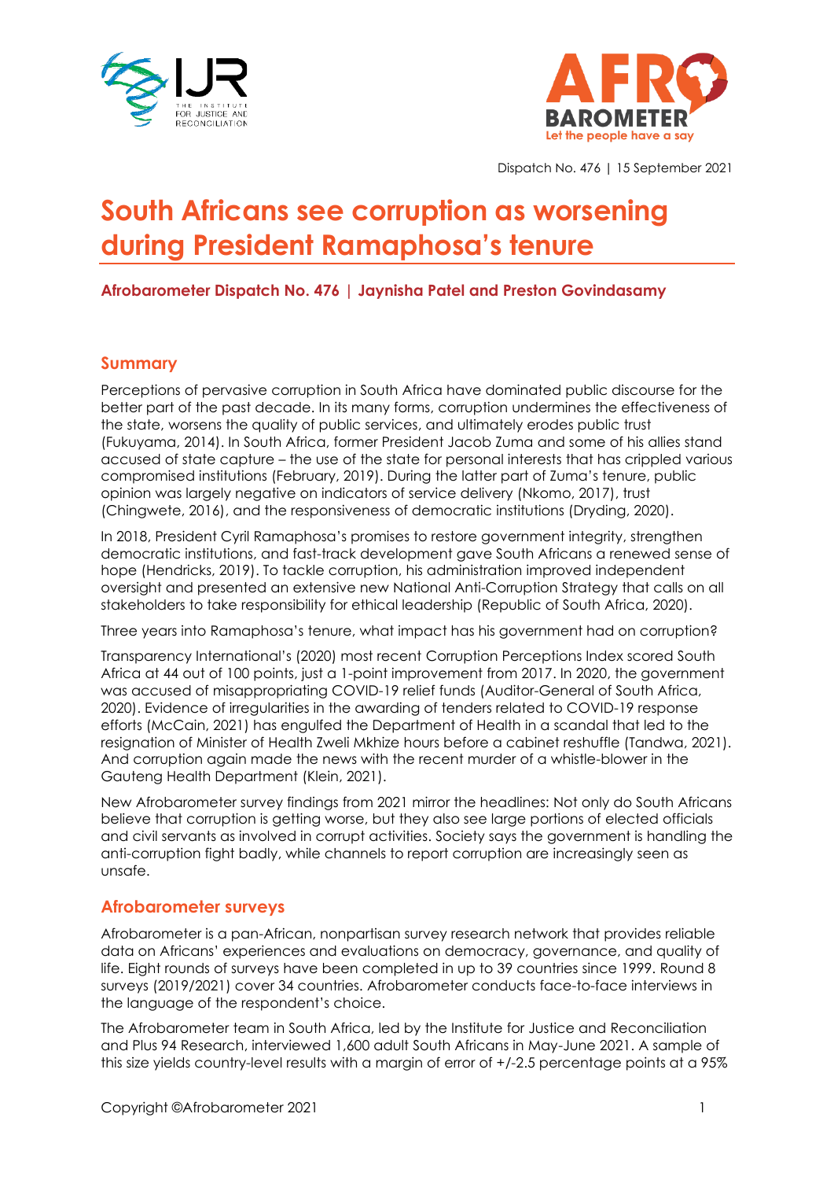Dispatch No. 476 | 15 September 2021

# South Africans see corruption as worsening during President Ramaphosa's tenure

**Afrobarometer Dispatch No. 476 | Jaynisha Patel and Preston Govindasamy**

## Summary

Perceptions of pervasive corruption in South Africa have dominated public discourse for the better part of the past decade. In its many forms, corruption undermines the effectiveness of the state, worsens the quality of public services, and ultimately erodes public trust (Fukuyama, 2014). In South Africa, former President Jacob Zuma and some of his allies stand accused of state capture – the use of the state for personal interests that has crippled various compromised institutions (February, 2019). During the latter part of Zuma's tenure, public opinion was largely negative on indicators of service delivery (Nkomo, 2017), trust (Chingwete, 2016), and the responsiveness of democratic institutions (Dryding, 2020).

In 2018, President Cyril Ramaphosa's promises to restore government integrity, strengthen democratic institutions, and fast-track development gave South Africans a renewed sense of hope (Hendricks, 2019). To tackle corruption, his administration improved independent oversight and presented an extensive new National Anti-Corruption Strategy that calls on all stakeholders to take responsibility for ethical leadership (Republic of South Africa, 2020).

Three years into Ramaphosa's tenure, what impact has his government had on corruption?

Transparency International's (2020) most recent Corruption Perceptions Index scored South Africa at 44 out of 100 points, just a 1-point improvement from 2017. In 2020, the government was accused of misappropriating COVID-19 relief funds (Auditor-General of South Africa, 2020). Evidence of irregularities in the awarding of tenders related to COVID-19 response efforts (McCain, 2021) has engulfed the Department of Health in a scandal that led to the resignation of Minister of Health Zweli Mkhize hours before a cabinet reshuffle (Tandwa, 2021). And corruption again made the news with the recent murder of a whistle-blower in the Gauteng Health Department (Klein, 2021).

New Afrobarometer survey findings from 2021 mirror the headlines: Not only do South Africans believe that corruption is getting worse, but they also see large portions of elected officials and civil servants as involved in corrupt activities. Society says the government is handling the anti-corruption fight badly, while channels to report corruption are increasingly seen as unsafe.

## Afrobarometer surveys

Afrobarometer is a pan-African, nonpartisan survey research network that provides reliable data on Africans' experiences and evaluations on democracy, governance, and quality of life. Eight rounds of surveys have been completed in up to 39 countries since 1999. Round 8 surveys (2019/2021) cover 34 countries. Afrobarometer conducts face-to-face interviews in the language of the respondent's choice.

The Afrobarometer team in South Africa, led by the Institute for Justice and Reconciliation and Plus 94 Research, interviewed 1,600 adult South Africans in May-June 2021. A sample of this size yields country-level results with a margin of error of +/-2.5 percentage points at a 95%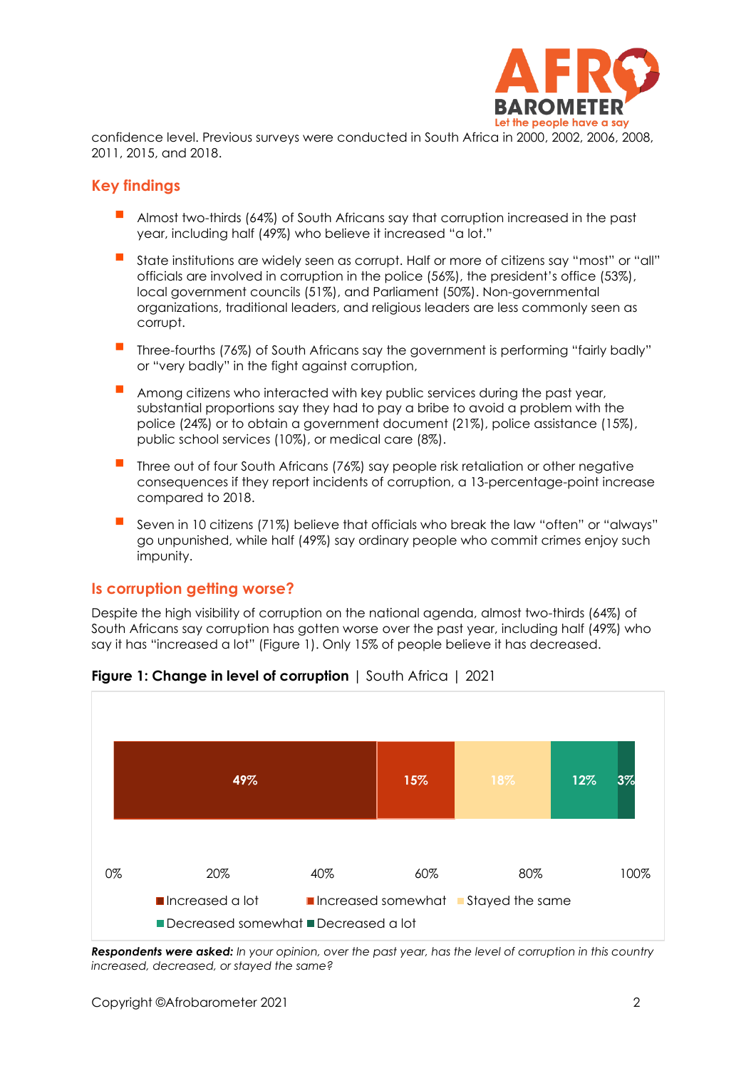confidence level. Previous surveys were conducted in South Africa in 2000, 2002, 2006, 2008, 2011, 2015, and 2018.

## Key findings

- Almost two-thirds (64%) of South Africans say that corruption increased in the past year, including half (49%) who believe it increased "a lot."
- State institutions are widely seen as corrupt. Half or more of citizens say "most" or "all" officials are involved in corruption in the police (56%), the president's office (53%), local government councils (51%), and Parliament (50%). Non-governmental organizations, traditional leaders, and religious leaders are less commonly seen as corrupt.
- Three-fourths (76%) of South Africans say the government is performing "fairly badly" or "very badly" in the fight against corruption,
- Among citizens who interacted with key public services during the past year, substantial proportions say they had to pay a bribe to avoid a problem with the police (24%) or to obtain a government document (21%), police assistance (15%), public school services (10%), or medical care (8%).
- Three out of four South Africans (76%) say people risk retaliation or other negative consequences if they report incidents of corruption, a 13-percentage-point increase compared to 2018.
- Seven in 10 citizens (71%) believe that officials who break the law "often" or "always" go unpunished, while half (49%) say ordinary people who commit crimes enjoy such impunity.

## Is corruption getting worse?

Despite the high visibility of corruption on the national agenda, almost two-thirds (64%) of South Africans say corruption has gotten worse over the past year, including half (49%) who say it has "increased a lot" (Figure 1). Only 15% of people believe it has decreased.

**Figure 1: Change in level of corruption** | South Africa | 2021

| Increased a lot | Increased somewhat | Stayed the same | Decreased somewhat | Decreased a lot |
|---|---|---|---|---|
| 49% | 15% | 18% | 12% | 3% |

***Respondents were asked:*** *In your opinion, over the past year, has the level of corruption in this country increased, decreased, or stayed the same?*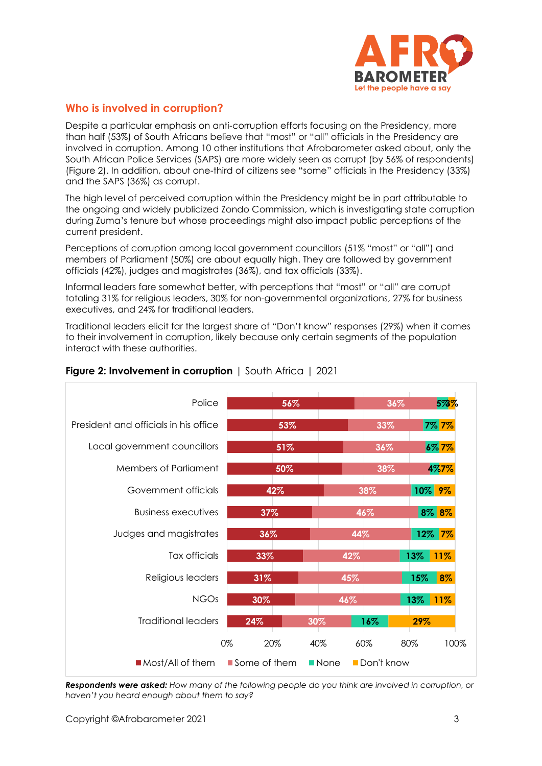## Who is involved in corruption?

Despite a particular emphasis on anti-corruption efforts focusing on the Presidency, more than half (53%) of South Africans believe that "most" or "all" officials in the Presidency are involved in corruption. Among 10 other institutions that Afrobarometer asked about, only the South African Police Services (SAPS) are more widely seen as corrupt (by 56% of respondents) (Figure 2). In addition, about one-third of citizens see "some" officials in the Presidency (33%) and the SAPS (36%) as corrupt.

The high level of perceived corruption within the Presidency might be in part attributable to the ongoing and widely publicized Zondo Commission, which is investigating state corruption during Zuma's tenure but whose proceedings might also impact public perceptions of the current president.

Perceptions of corruption among local government councillors (51% "most" or "all") and members of Parliament (50%) are about equally high. They are followed by government officials (42%), judges and magistrates (36%), and tax officials (33%).

Informal leaders fare somewhat better, with perceptions that "most" or "all" are corrupt totaling 31% for religious leaders, 30% for non-governmental organizations, 27% for business executives, and 24% for traditional leaders.

Traditional leaders elicit far the largest share of "Don't know" responses (29%) when it comes to their involvement in corruption, likely because only certain segments of the population interact with these authorities.

**Figure 2: Involvement in corruption** | South Africa | 2021

| | Most/All of them | Some of them | None | Don't know |
|---|---|---|---|---|
| Police | 56% | 36% | 5% | 3% |
| President and officials in his office | 53% | 33% | 7% | 7% |
| Local government councillors | 51% | 36% | 6% | 7% |
| Members of Parliament | 50% | 38% | 4% | 7% |
| Government officials | 42% | 38% | 10% | 9% |
| Business executives | 37% | 46% | 8% | 8% |
| Judges and magistrates | 36% | 44% | 12% | 7% |
| Tax officials | 33% | 42% | 13% | 11% |
| Religious leaders | 31% | 45% | 15% | 8% |
| NGOs | 30% | 46% | 13% | 11% |
| Traditional leaders | 24% | 30% | 16% | 29% |

***Respondents were asked:*** *How many of the following people do you think are involved in corruption, or haven't you heard enough about them to say?*

Copyright ©Afrobarometer 2021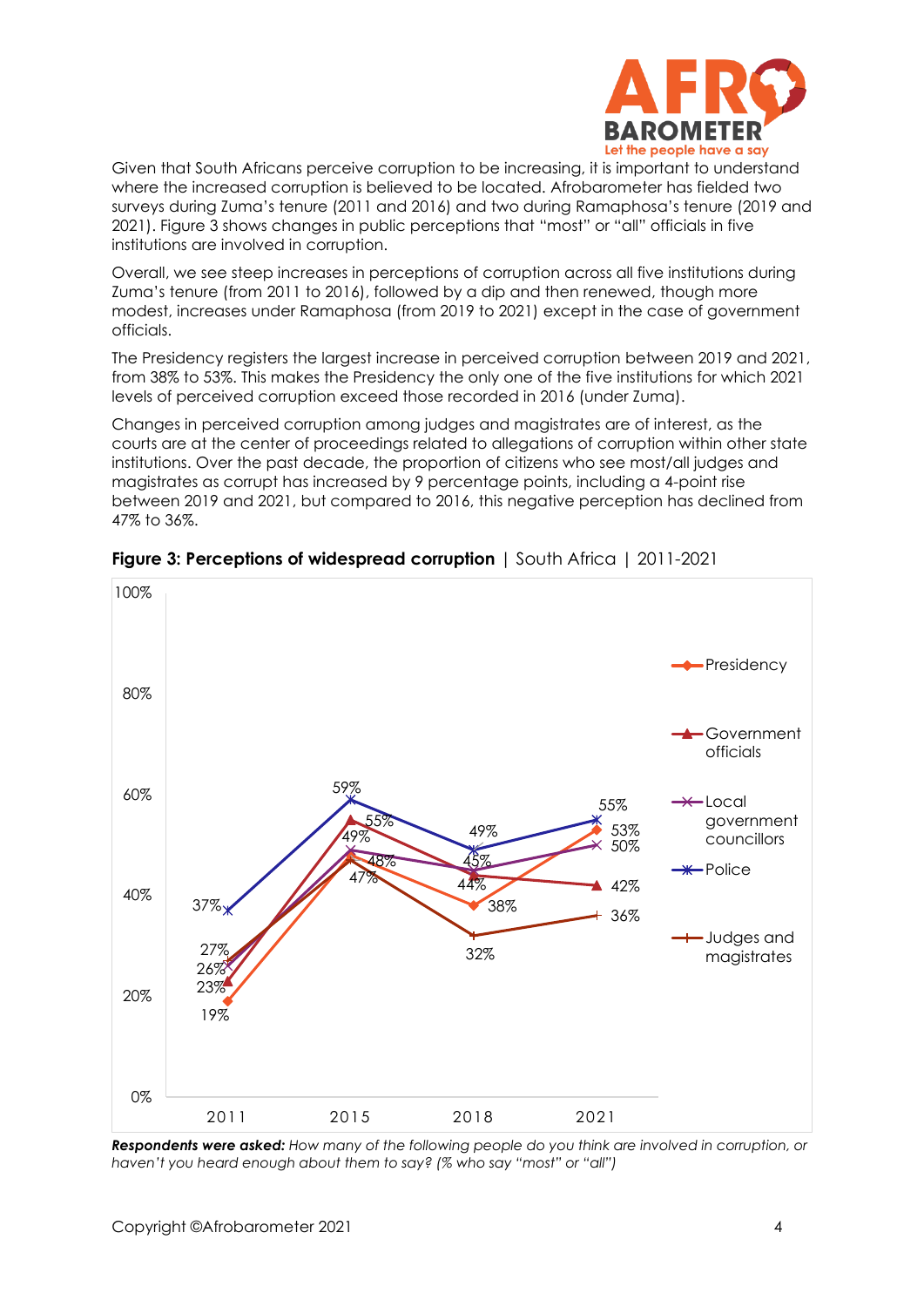Given that South Africans perceive corruption to be increasing, it is important to understand where the increased corruption is believed to be located. Afrobarometer has fielded two surveys during Zuma's tenure (2011 and 2016) and two during Ramaphosa's tenure (2019 and 2021). Figure 3 shows changes in public perceptions that "most" or "all" officials in five institutions are involved in corruption.

Overall, we see steep increases in perceptions of corruption across all five institutions during Zuma's tenure (from 2011 to 2016), followed by a dip and then renewed, though more modest, increases under Ramaphosa (from 2019 to 2021) except in the case of government officials.

The Presidency registers the largest increase in perceived corruption between 2019 and 2021, from 38% to 53%. This makes the Presidency the only one of the five institutions for which 2021 levels of perceived corruption exceed those recorded in 2016 (under Zuma).

Changes in perceived corruption among judges and magistrates are of interest, as the courts are at the center of proceedings related to allegations of corruption within other state institutions. Over the past decade, the proportion of citizens who see most/all judges and magistrates as corrupt has increased by 9 percentage points, including a 4-point rise between 2019 and 2021, but compared to 2016, this negative perception has declined from 47% to 36%.

**Figure 3: Perceptions of widespread corruption** | South Africa | 2011-2021

| | 2011 | 2015 | 2018 | 2021 |
|---|---|---|---|---|
| Presidency | 19% | 48% | 38% | 53% |
| Government officials | 23% | 55% | 44% | 42% |
| Local government councillors | 26% | 49% | 45% | 50% |
| Police | 37% | 59% | 49% | 55% |
| Judges and magistrates | 27% | 47% | 32% | 36% |

***Respondents were asked:*** *How many of the following people do you think are involved in corruption, or haven't you heard enough about them to say? (% who say "most" or "all")*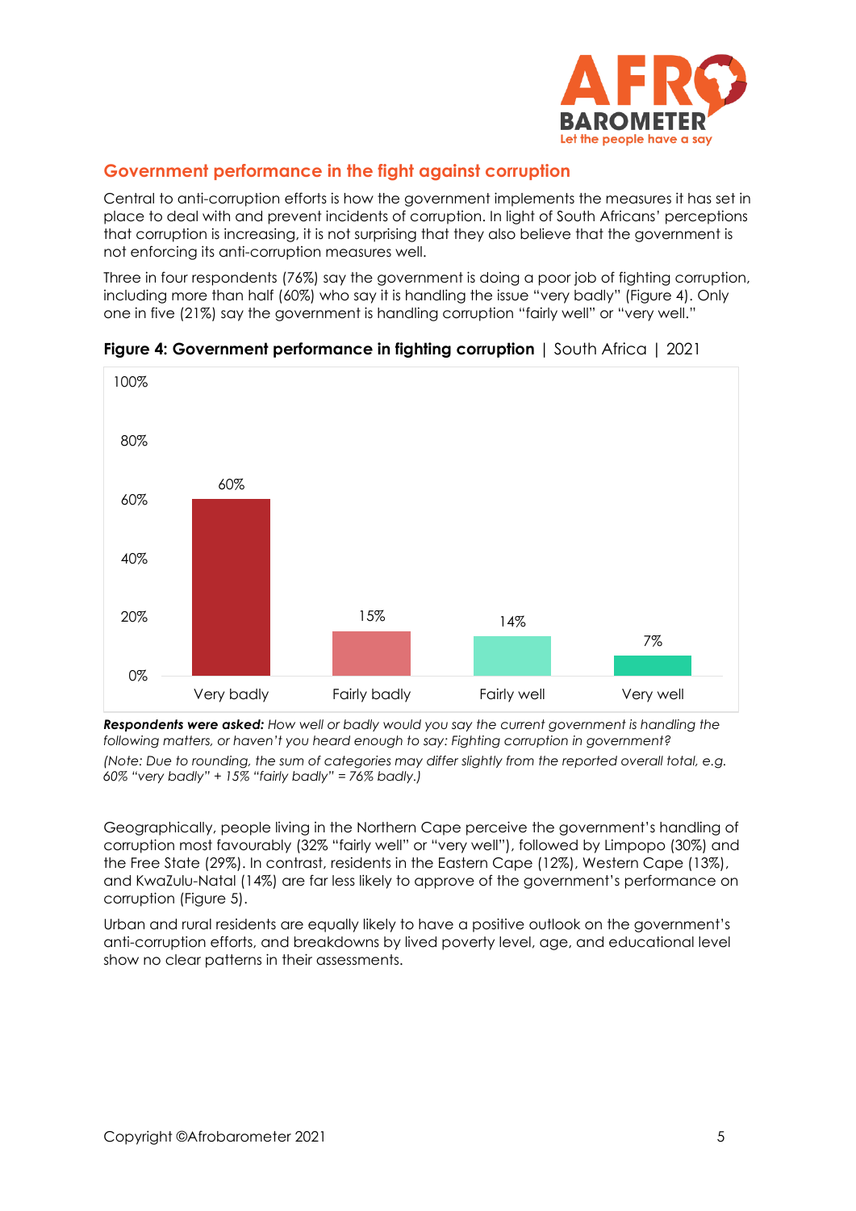## Government performance in the fight against corruption

Central to anti-corruption efforts is how the government implements the measures it has set in place to deal with and prevent incidents of corruption. In light of South Africans' perceptions that corruption is increasing, it is not surprising that they also believe that the government is not enforcing its anti-corruption measures well.

Three in four respondents (76%) say the government is doing a poor job of fighting corruption, including more than half (60%) who say it is handling the issue "very badly" (Figure 4). Only one in five (21%) say the government is handling corruption "fairly well" or "very well."

**Figure 4: Government performance in fighting corruption** | South Africa | 2021

| Very badly | Fairly badly | Fairly well | Very well |
|---|---|---|---|
| 60% | 15% | 14% | 7% |

***Respondents were asked:*** *How well or badly would you say the current government is handling the following matters, or haven't you heard enough to say: Fighting corruption in government?*

*(Note: Due to rounding, the sum of categories may differ slightly from the reported overall total, e.g. 60% "very badly" + 15% "fairly badly" = 76% badly.)*

Geographically, people living in the Northern Cape perceive the government's handling of corruption most favourably (32% "fairly well" or "very well"), followed by Limpopo (30%) and the Free State (29%). In contrast, residents in the Eastern Cape (12%), Western Cape (13%), and KwaZulu-Natal (14%) are far less likely to approve of the government's performance on corruption (Figure 5).

Urban and rural residents are equally likely to have a positive outlook on the government's anti-corruption efforts, and breakdowns by lived poverty level, age, and educational level show no clear patterns in their assessments.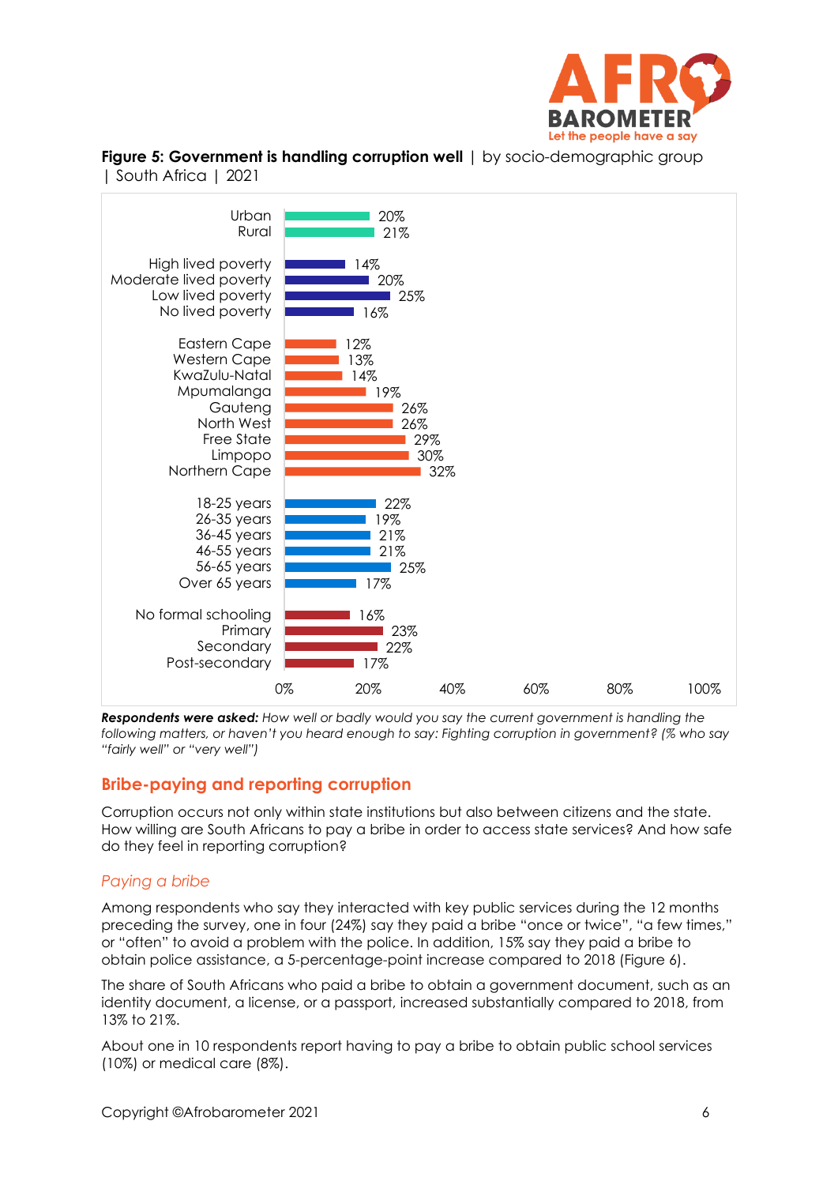**Figure 5: Government is handling corruption well** | by socio-demographic group | South Africa | 2021

| Group | % |
|---|---|
| Urban | 20% |
| Rural | 21% |
| High lived poverty | 14% |
| Moderate lived poverty | 20% |
| Low lived poverty | 25% |
| No lived poverty | 16% |
| Eastern Cape | 12% |
| Western Cape | 13% |
| KwaZulu-Natal | 14% |
| Mpumalanga | 19% |
| Gauteng | 26% |
| North West | 26% |
| Free State | 29% |
| Limpopo | 30% |
| Northern Cape | 32% |
| 18-25 years | 22% |
| 26-35 years | 19% |
| 36-45 years | 21% |
| 46-55 years | 21% |
| 56-65 years | 25% |
| Over 65 years | 17% |
| No formal schooling | 16% |
| Primary | 23% |
| Secondary | 22% |
| Post-secondary | 17% |

***Respondents were asked:*** *How well or badly would you say the current government is handling the following matters, or haven't you heard enough to say: Fighting corruption in government? (% who say "fairly well" or "very well")*

## Bribe-paying and reporting corruption

Corruption occurs not only within state institutions but also between citizens and the state. How willing are South Africans to pay a bribe in order to access state services? And how safe do they feel in reporting corruption?

### *Paying a bribe*

Among respondents who say they interacted with key public services during the 12 months preceding the survey, one in four (24%) say they paid a bribe "once or twice", "a few times," or "often" to avoid a problem with the police. In addition, 15% say they paid a bribe to obtain police assistance, a 5-percentage-point increase compared to 2018 (Figure 6).

The share of South Africans who paid a bribe to obtain a government document, such as an identity document, a license, or a passport, increased substantially compared to 2018, from 13% to 21%.

About one in 10 respondents report having to pay a bribe to obtain public school services (10%) or medical care (8%).

Copyright ©Afrobarometer 2021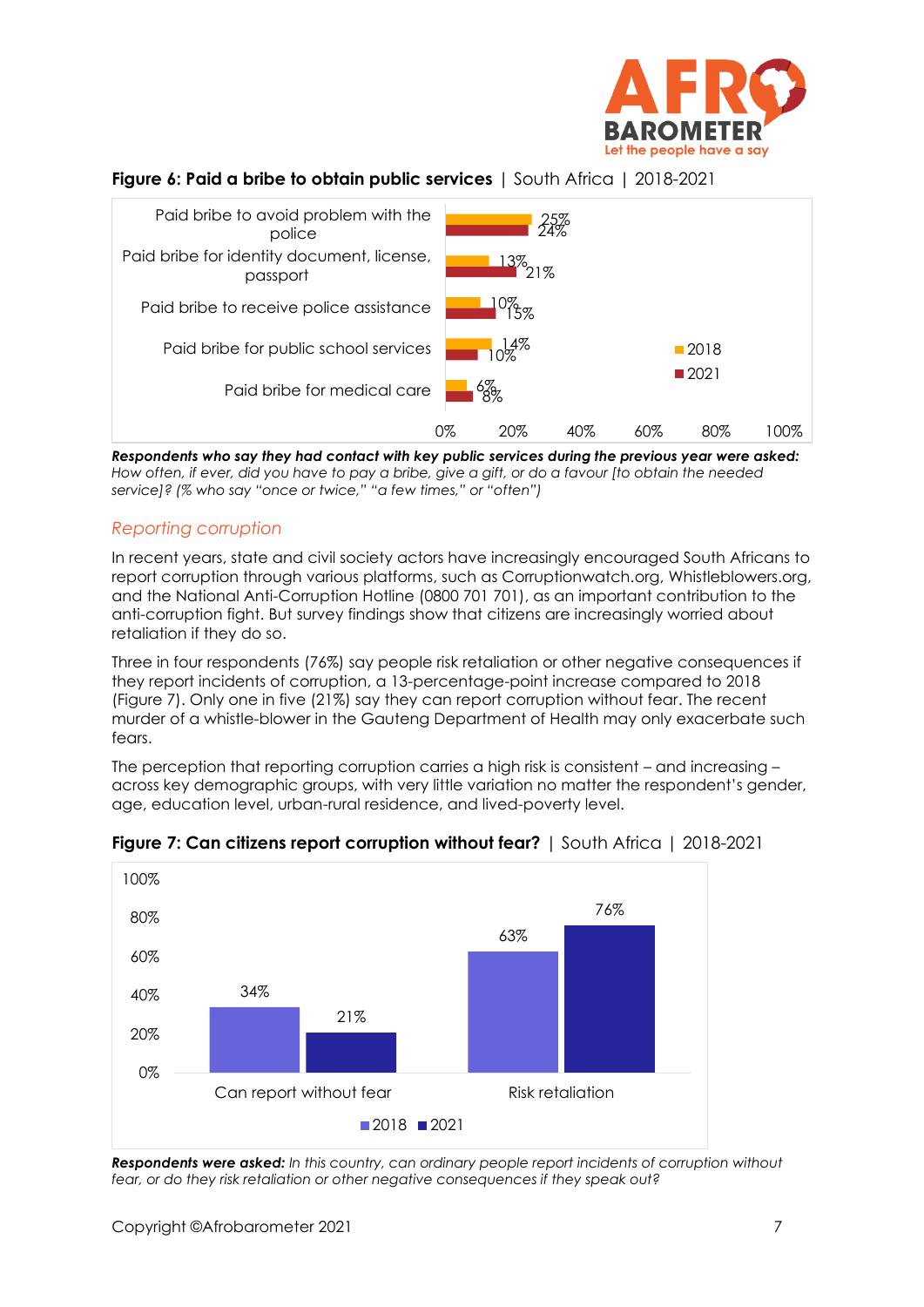**Figure 6: Paid a bribe to obtain public services** | South Africa | 2018-2021

| | 2018 | 2021 |
|---|---|---|
| Paid bribe to avoid problem with the police | 25% | 24% |
| Paid bribe for identity document, license, passport | 13% | 21% |
| Paid bribe to receive police assistance | 10% | 15% |
| Paid bribe for public school services | 14% | 10% |
| Paid bribe for medical care | 6% | 8% |

***Respondents who say they had contact with key public services during the previous year were asked:*** *How often, if ever, did you have to pay a bribe, give a gift, or do a favour [to obtain the needed service]? (% who say "once or twice," "a few times," or "often")*

## Reporting corruption

In recent years, state and civil society actors have increasingly encouraged South Africans to report corruption through various platforms, such as Corruptionwatch.org, Whistleblowers.org, and the National Anti-Corruption Hotline (0800 701 701), as an important contribution to the anti-corruption fight. But survey findings show that citizens are increasingly worried about retaliation if they do so.

Three in four respondents (76%) say people risk retaliation or other negative consequences if they report incidents of corruption, a 13-percentage-point increase compared to 2018 (Figure 7). Only one in five (21%) say they can report corruption without fear. The recent murder of a whistle-blower in the Gauteng Department of Health may only exacerbate such fears.

The perception that reporting corruption carries a high risk is consistent – and increasing – across key demographic groups, with very little variation no matter the respondent's gender, age, education level, urban-rural residence, and lived-poverty level.

**Figure 7: Can citizens report corruption without fear?** | South Africa | 2018-2021

| | 2018 | 2021 |
|---|---|---|
| Can report without fear | 34% | 21% |
| Risk retaliation | 63% | 76% |

***Respondents were asked:*** *In this country, can ordinary people report incidents of corruption without fear, or do they risk retaliation or other negative consequences if they speak out?*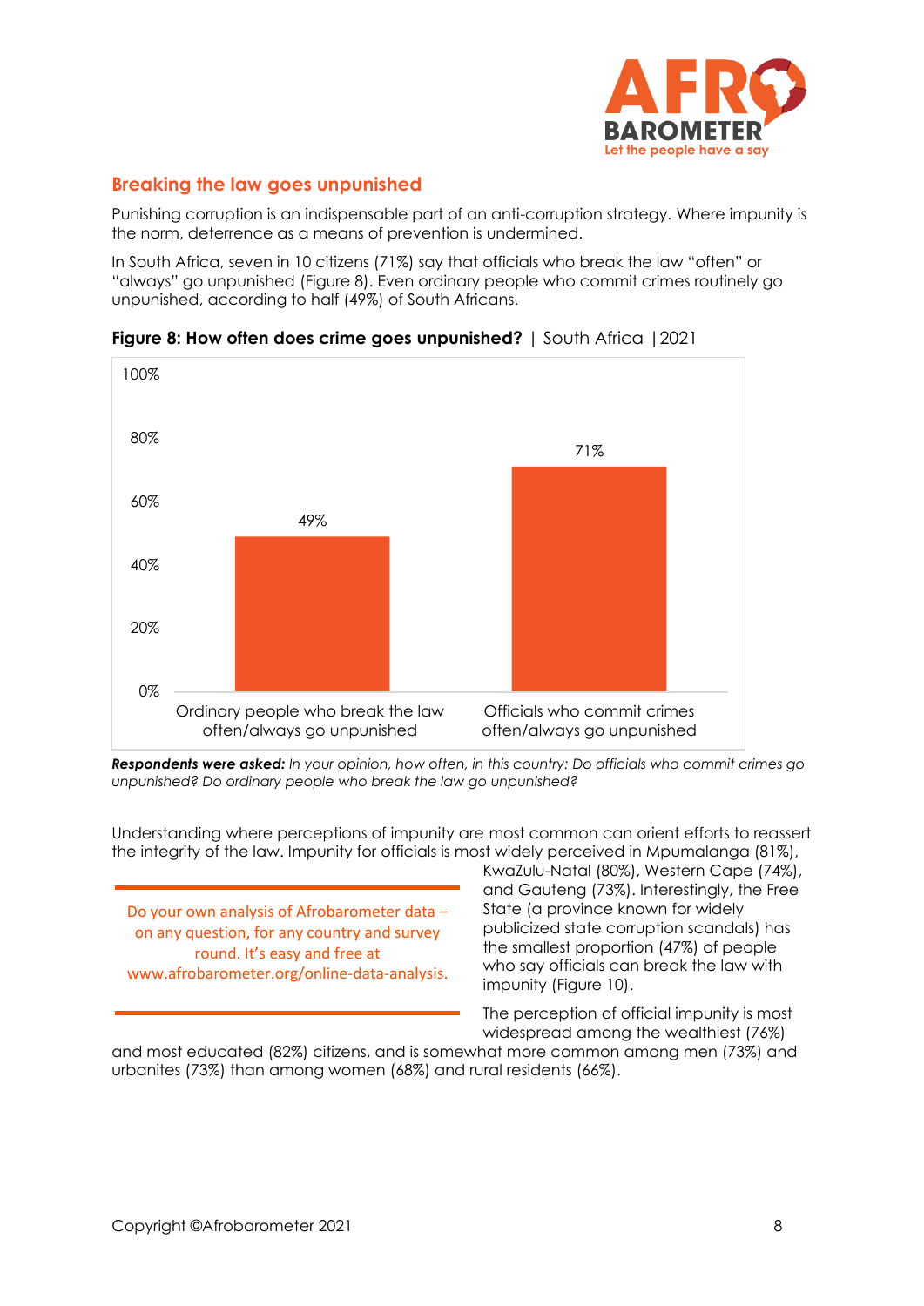## Breaking the law goes unpunished

Punishing corruption is an indispensable part of an anti-corruption strategy. Where impunity is the norm, deterrence as a means of prevention is undermined.

In South Africa, seven in 10 citizens (71%) say that officials who break the law "often" or "always" go unpunished (Figure 8). Even ordinary people who commit crimes routinely go unpunished, according to half (49%) of South Africans.

**Figure 8: How often does crime goes unpunished?** | South Africa | 2021

| | Percentage |
|---|---|
| Ordinary people who break the law often/always go unpunished | 49% |
| Officials who commit crimes often/always go unpunished | 71% |

***Respondents were asked:*** *In your opinion, how often, in this country: Do officials who commit crimes go unpunished? Do ordinary people who break the law go unpunished?*

Understanding where perceptions of impunity are most common can orient efforts to reassert the integrity of the law. Impunity for officials is most widely perceived in Mpumalanga (81%), KwaZulu-Natal (80%), Western Cape (74%), and Gauteng (73%). Interestingly, the Free State (a province known for widely publicized state corruption scandals) has the smallest proportion (47%) of people who say officials can break the law with impunity (Figure 10).

The perception of official impunity is most widespread among the wealthiest (76%) and most educated (82%) citizens, and is somewhat more common among men (73%) and urbanites (73%) than among women (68%) and rural residents (66%).

Do your own analysis of Afrobarometer data – on any question, for any country and survey round. It's easy and free at www.afrobarometer.org/online-data-analysis.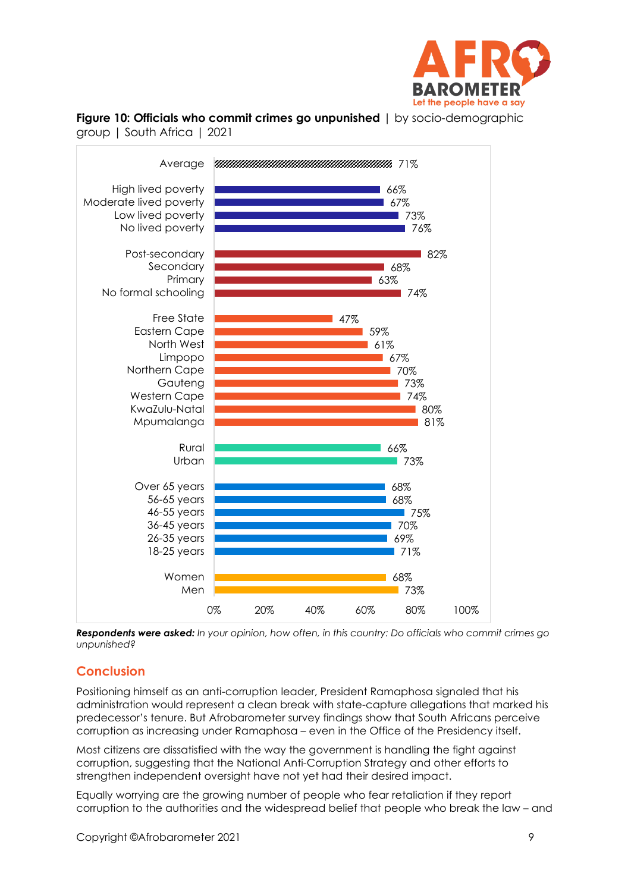**Figure 10: Officials who commit crimes go unpunished** | by socio-demographic group | South Africa | 2021

| Group | % |
| --- | --- |
| Average | 71% |
| High lived poverty | 66% |
| Moderate lived poverty | 67% |
| Low lived poverty | 73% |
| No lived poverty | 76% |
| Post-secondary | 82% |
| Secondary | 68% |
| Primary | 63% |
| No formal schooling | 74% |
| Free State | 47% |
| Eastern Cape | 59% |
| North West | 61% |
| Limpopo | 67% |
| Northern Cape | 70% |
| Gauteng | 73% |
| Western Cape | 74% |
| KwaZulu-Natal | 80% |
| Mpumalanga | 81% |
| Rural | 66% |
| Urban | 73% |
| Over 65 years | 68% |
| 56-65 years | 68% |
| 46-55 years | 75% |
| 36-45 years | 70% |
| 26-35 years | 69% |
| 18-25 years | 71% |
| Women | 68% |
| Men | 73% |

***Respondents were asked:*** *In your opinion, how often, in this country: Do officials who commit crimes go unpunished?*

## Conclusion

Positioning himself as an anti-corruption leader, President Ramaphosa signaled that his administration would represent a clean break with state-capture allegations that marked his predecessor's tenure. But Afrobarometer survey findings show that South Africans perceive corruption as increasing under Ramaphosa – even in the Office of the Presidency itself.

Most citizens are dissatisfied with the way the government is handling the fight against corruption, suggesting that the National Anti-Corruption Strategy and other efforts to strengthen independent oversight have not yet had their desired impact.

Equally worrying are the growing number of people who fear retaliation if they report corruption to the authorities and the widespread belief that people who break the law – and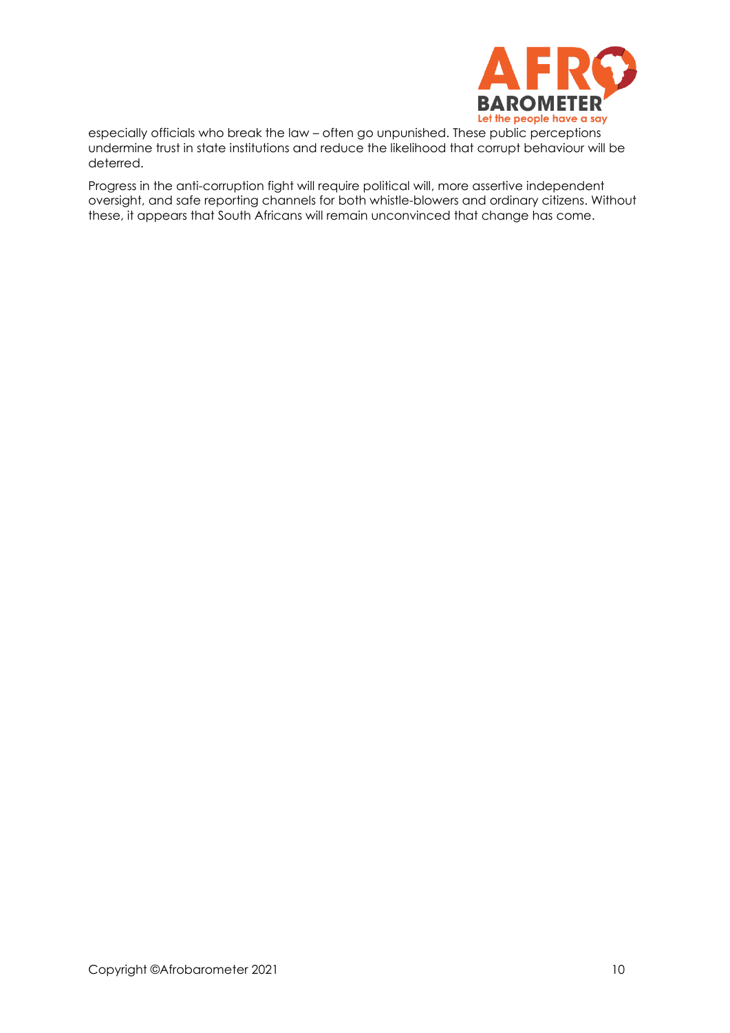especially officials who break the law – often go unpunished. These public perceptions undermine trust in state institutions and reduce the likelihood that corrupt behaviour will be deterred.

Progress in the anti-corruption fight will require political will, more assertive independent oversight, and safe reporting channels for both whistle-blowers and ordinary citizens. Without these, it appears that South Africans will remain unconvinced that change has come.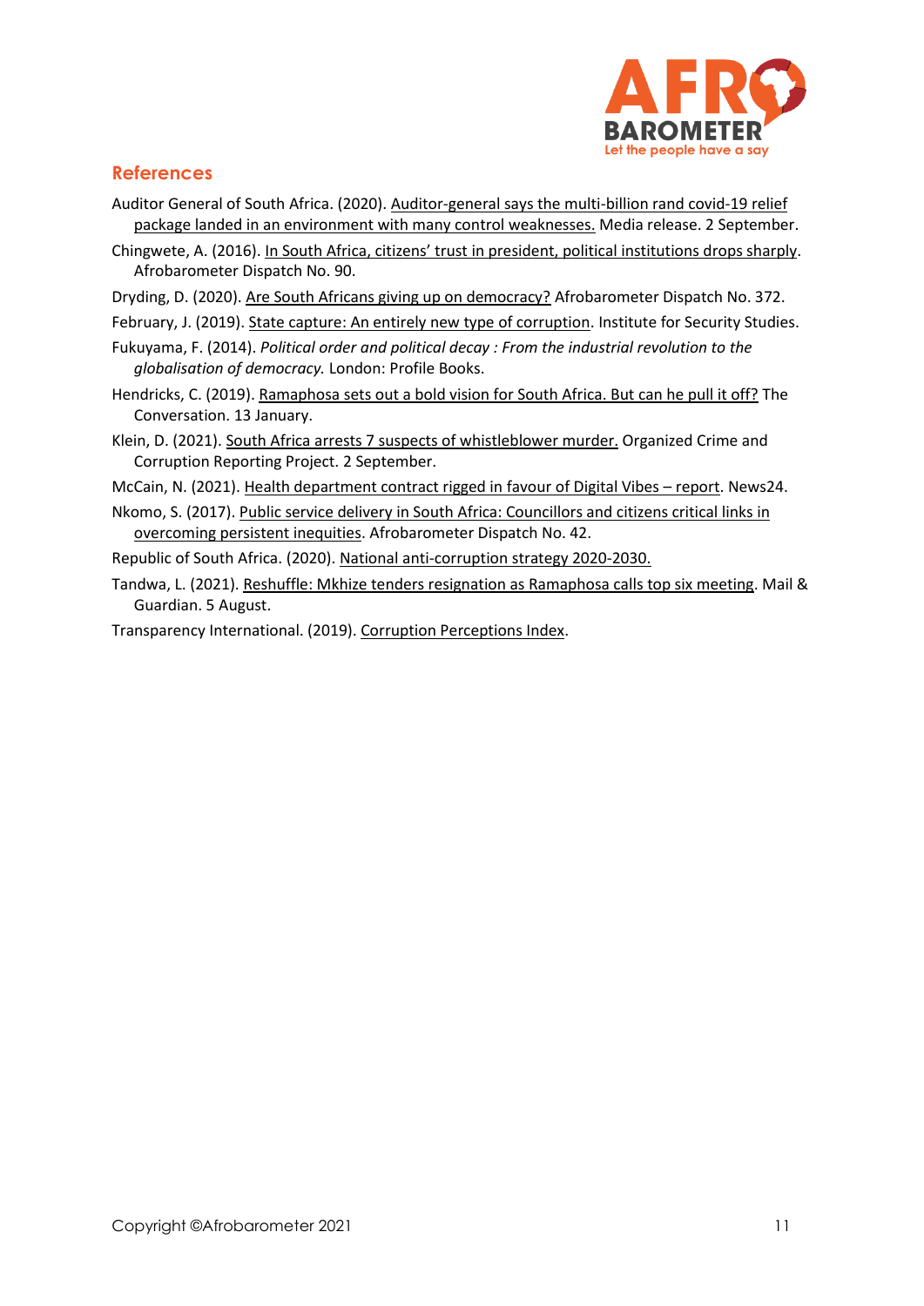## References

Auditor General of South Africa. (2020). Auditor-general says the multi-billion rand covid-19 relief package landed in an environment with many control weaknesses. Media release. 2 September.

Chingwete, A. (2016). In South Africa, citizens' trust in president, political institutions drops sharply. Afrobarometer Dispatch No. 90.

Dryding, D. (2020). Are South Africans giving up on democracy? Afrobarometer Dispatch No. 372.

February, J. (2019). State capture: An entirely new type of corruption. Institute for Security Studies.

Fukuyama, F. (2014). *Political order and political decay : From the industrial revolution to the globalisation of democracy.* London: Profile Books.

Hendricks, C. (2019). Ramaphosa sets out a bold vision for South Africa. But can he pull it off? The Conversation. 13 January.

Klein, D. (2021). South Africa arrests 7 suspects of whistleblower murder. Organized Crime and Corruption Reporting Project. 2 September.

McCain, N. (2021). Health department contract rigged in favour of Digital Vibes – report. News24.

Nkomo, S. (2017). Public service delivery in South Africa: Councillors and citizens critical links in overcoming persistent inequities. Afrobarometer Dispatch No. 42.

Republic of South Africa. (2020). National anti-corruption strategy 2020-2030.

Tandwa, L. (2021). Reshuffle: Mkhize tenders resignation as Ramaphosa calls top six meeting. Mail & Guardian. 5 August.

Transparency International. (2019). Corruption Perceptions Index.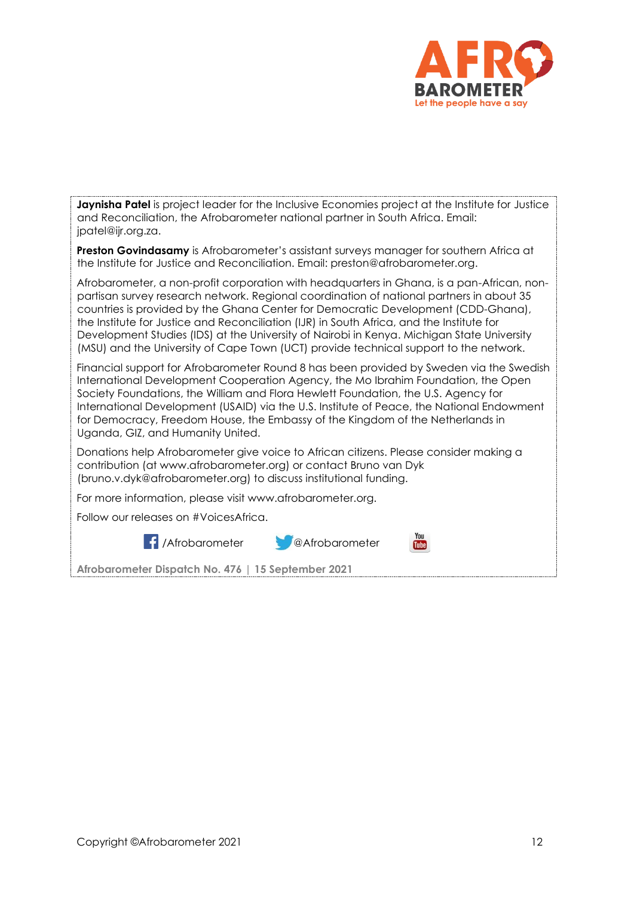**Jaynisha Patel** is project leader for the Inclusive Economies project at the Institute for Justice and Reconciliation, the Afrobarometer national partner in South Africa. Email: jpatel@ijr.org.za.

**Preston Govindasamy** is Afrobarometer's assistant surveys manager for southern Africa at the Institute for Justice and Reconciliation. Email: preston@afrobarometer.org.

Afrobarometer, a non-profit corporation with headquarters in Ghana, is a pan-African, non-partisan survey research network. Regional coordination of national partners in about 35 countries is provided by the Ghana Center for Democratic Development (CDD-Ghana), the Institute for Justice and Reconciliation (IJR) in South Africa, and the Institute for Development Studies (IDS) at the University of Nairobi in Kenya. Michigan State University (MSU) and the University of Cape Town (UCT) provide technical support to the network.

Financial support for Afrobarometer Round 8 has been provided by Sweden via the Swedish International Development Cooperation Agency, the Mo Ibrahim Foundation, the Open Society Foundations, the William and Flora Hewlett Foundation, the U.S. Agency for International Development (USAID) via the U.S. Institute of Peace, the National Endowment for Democracy, Freedom House, the Embassy of the Kingdom of the Netherlands in Uganda, GIZ, and Humanity United.

Donations help Afrobarometer give voice to African citizens. Please consider making a contribution (at www.afrobarometer.org) or contact Bruno van Dyk (bruno.v.dyk@afrobarometer.org) to discuss institutional funding.

For more information, please visit www.afrobarometer.org.

Follow our releases on #VoicesAfrica.

/Afrobarometer @Afrobarometer

**Afrobarometer Dispatch No. 476 | 15 September 2021**

Copyright ©Afrobarometer 2021